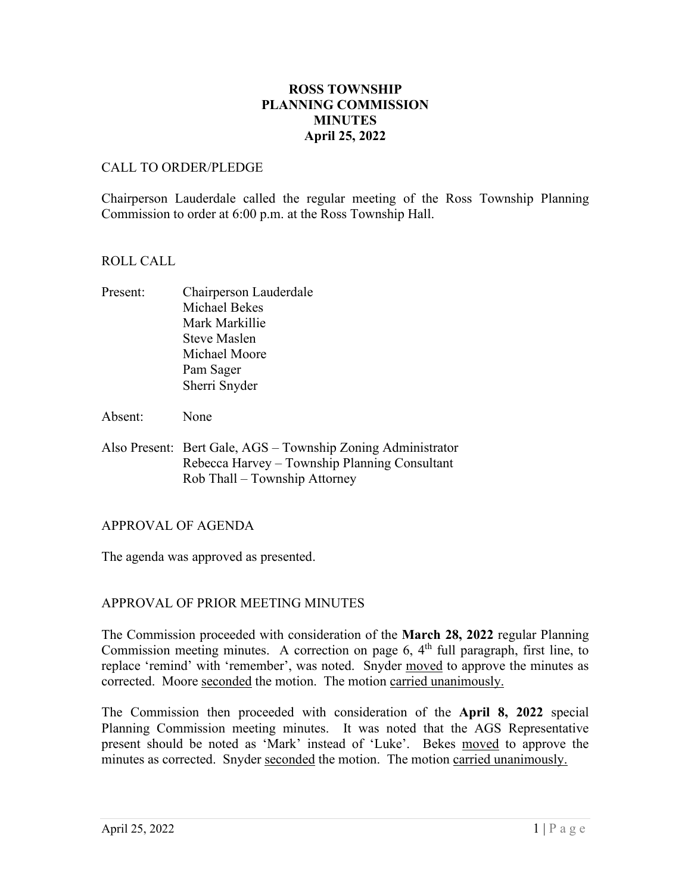# ROSS TOWNSHIP
# PLANNING COMMISSION
# MINUTES
# April 25, 2022

CALL TO ORDER/PLEDGE

Chairperson Lauderdale called the regular meeting of the Ross Township Planning Commission to order at 6:00 p.m. at the Ross Township Hall.

ROLL CALL

Present: Chairperson Lauderdale
Michael Bekes
Mark Markillie
Steve Maslen
Michael Moore
Pam Sager
Sherri Snyder

Absent: None

Also Present: Bert Gale, AGS – Township Zoning Administrator
Rebecca Harvey – Township Planning Consultant
Rob Thall – Township Attorney

APPROVAL OF AGENDA

The agenda was approved as presented.

APPROVAL OF PRIOR MEETING MINUTES

The Commission proceeded with consideration of the **March 28, 2022** regular Planning Commission meeting minutes. A correction on page 6, 4th full paragraph, first line, to replace 'remind' with 'remember', was noted. Snyder moved to approve the minutes as corrected. Moore seconded the motion. The motion carried unanimously.

The Commission then proceeded with consideration of the **April 8, 2022** special Planning Commission meeting minutes. It was noted that the AGS Representative present should be noted as 'Mark' instead of 'Luke'. Bekes moved to approve the minutes as corrected. Snyder seconded the motion. The motion carried unanimously.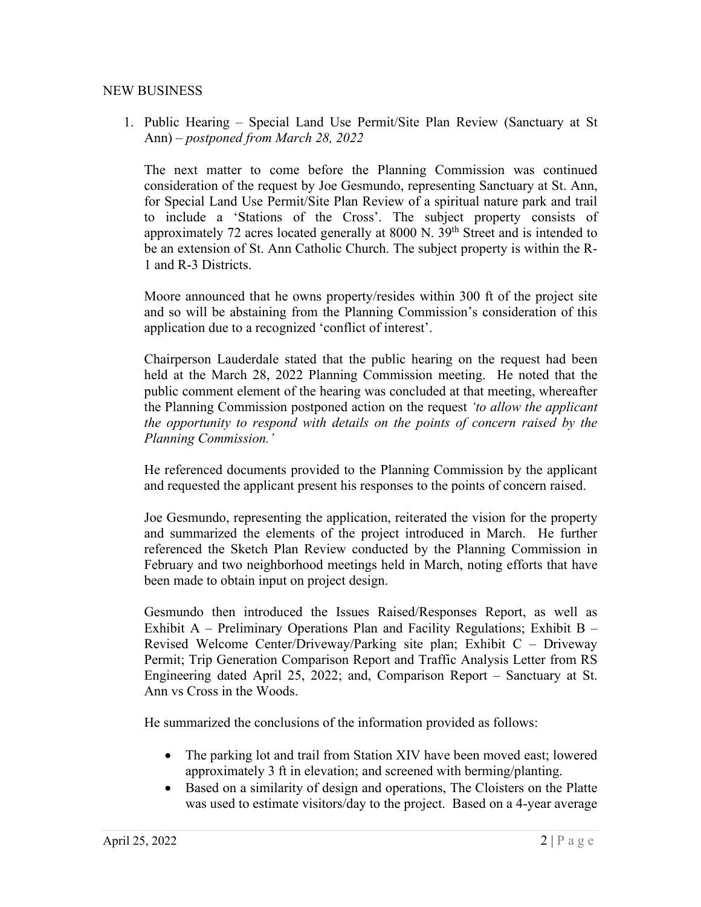NEW BUSINESS

1. Public Hearing – Special Land Use Permit/Site Plan Review (Sanctuary at St Ann) – *postponed from March 28, 2022*

   The next matter to come before the Planning Commission was continued consideration of the request by Joe Gesmundo, representing Sanctuary at St. Ann, for Special Land Use Permit/Site Plan Review of a spiritual nature park and trail to include a 'Stations of the Cross'. The subject property consists of approximately 72 acres located generally at 8000 N. 39th Street and is intended to be an extension of St. Ann Catholic Church. The subject property is within the R-1 and R-3 Districts.

   Moore announced that he owns property/resides within 300 ft of the project site and so will be abstaining from the Planning Commission's consideration of this application due to a recognized 'conflict of interest'.

   Chairperson Lauderdale stated that the public hearing on the request had been held at the March 28, 2022 Planning Commission meeting. He noted that the public comment element of the hearing was concluded at that meeting, whereafter the Planning Commission postponed action on the request *'to allow the applicant the opportunity to respond with details on the points of concern raised by the Planning Commission.'*

   He referenced documents provided to the Planning Commission by the applicant and requested the applicant present his responses to the points of concern raised.

   Joe Gesmundo, representing the application, reiterated the vision for the property and summarized the elements of the project introduced in March. He further referenced the Sketch Plan Review conducted by the Planning Commission in February and two neighborhood meetings held in March, noting efforts that have been made to obtain input on project design.

   Gesmundo then introduced the Issues Raised/Responses Report, as well as Exhibit A – Preliminary Operations Plan and Facility Regulations; Exhibit B – Revised Welcome Center/Driveway/Parking site plan; Exhibit C – Driveway Permit; Trip Generation Comparison Report and Traffic Analysis Letter from RS Engineering dated April 25, 2022; and, Comparison Report – Sanctuary at St. Ann vs Cross in the Woods.

   He summarized the conclusions of the information provided as follows:

   - The parking lot and trail from Station XIV have been moved east; lowered approximately 3 ft in elevation; and screened with berming/planting.
   - Based on a similarity of design and operations, The Cloisters on the Platte was used to estimate visitors/day to the project. Based on a 4-year average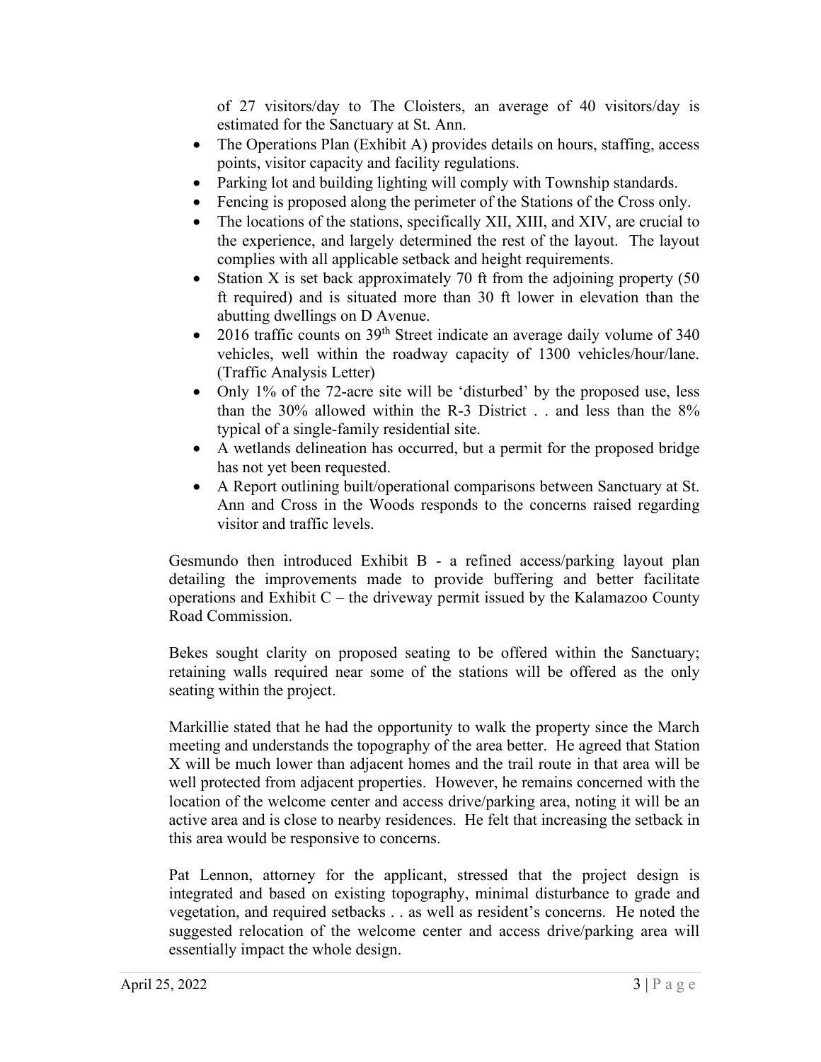of 27 visitors/day to The Cloisters, an average of 40 visitors/day is estimated for the Sanctuary at St. Ann.

- The Operations Plan (Exhibit A) provides details on hours, staffing, access points, visitor capacity and facility regulations.
- Parking lot and building lighting will comply with Township standards.
- Fencing is proposed along the perimeter of the Stations of the Cross only.
- The locations of the stations, specifically XII, XIII, and XIV, are crucial to the experience, and largely determined the rest of the layout. The layout complies with all applicable setback and height requirements.
- Station X is set back approximately 70 ft from the adjoining property (50 ft required) and is situated more than 30 ft lower in elevation than the abutting dwellings on D Avenue.
- 2016 traffic counts on 39th Street indicate an average daily volume of 340 vehicles, well within the roadway capacity of 1300 vehicles/hour/lane. (Traffic Analysis Letter)
- Only 1% of the 72-acre site will be 'disturbed' by the proposed use, less than the 30% allowed within the R-3 District . . and less than the 8% typical of a single-family residential site.
- A wetlands delineation has occurred, but a permit for the proposed bridge has not yet been requested.
- A Report outlining built/operational comparisons between Sanctuary at St. Ann and Cross in the Woods responds to the concerns raised regarding visitor and traffic levels.

Gesmundo then introduced Exhibit B - a refined access/parking layout plan detailing the improvements made to provide buffering and better facilitate operations and Exhibit C – the driveway permit issued by the Kalamazoo County Road Commission.

Bekes sought clarity on proposed seating to be offered within the Sanctuary; retaining walls required near some of the stations will be offered as the only seating within the project.

Markillie stated that he had the opportunity to walk the property since the March meeting and understands the topography of the area better. He agreed that Station X will be much lower than adjacent homes and the trail route in that area will be well protected from adjacent properties. However, he remains concerned with the location of the welcome center and access drive/parking area, noting it will be an active area and is close to nearby residences. He felt that increasing the setback in this area would be responsive to concerns.

Pat Lennon, attorney for the applicant, stressed that the project design is integrated and based on existing topography, minimal disturbance to grade and vegetation, and required setbacks . . as well as resident's concerns. He noted the suggested relocation of the welcome center and access drive/parking area will essentially impact the whole design.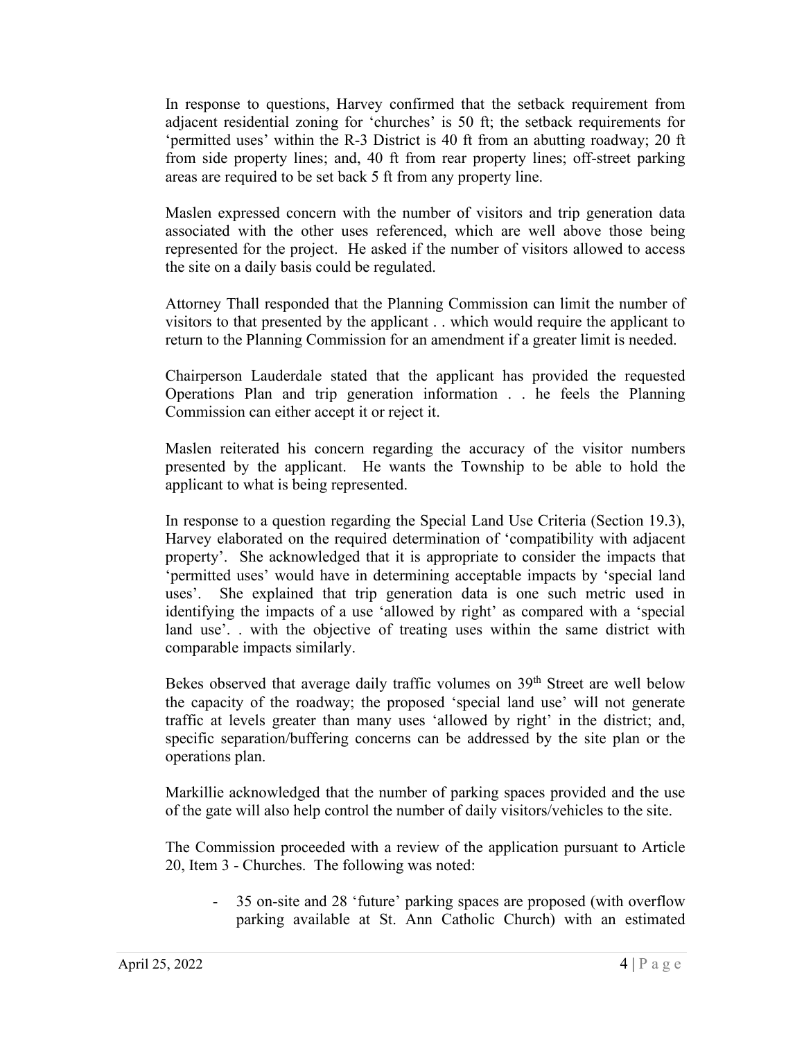In response to questions, Harvey confirmed that the setback requirement from adjacent residential zoning for 'churches' is 50 ft; the setback requirements for 'permitted uses' within the R-3 District is 40 ft from an abutting roadway; 20 ft from side property lines; and, 40 ft from rear property lines; off-street parking areas are required to be set back 5 ft from any property line.

Maslen expressed concern with the number of visitors and trip generation data associated with the other uses referenced, which are well above those being represented for the project. He asked if the number of visitors allowed to access the site on a daily basis could be regulated.

Attorney Thall responded that the Planning Commission can limit the number of visitors to that presented by the applicant . . which would require the applicant to return to the Planning Commission for an amendment if a greater limit is needed.

Chairperson Lauderdale stated that the applicant has provided the requested Operations Plan and trip generation information . . he feels the Planning Commission can either accept it or reject it.

Maslen reiterated his concern regarding the accuracy of the visitor numbers presented by the applicant. He wants the Township to be able to hold the applicant to what is being represented.

In response to a question regarding the Special Land Use Criteria (Section 19.3), Harvey elaborated on the required determination of 'compatibility with adjacent property'. She acknowledged that it is appropriate to consider the impacts that 'permitted uses' would have in determining acceptable impacts by 'special land uses'. She explained that trip generation data is one such metric used in identifying the impacts of a use 'allowed by right' as compared with a 'special land use'. . with the objective of treating uses within the same district with comparable impacts similarly.

Bekes observed that average daily traffic volumes on 39th Street are well below the capacity of the roadway; the proposed 'special land use' will not generate traffic at levels greater than many uses 'allowed by right' in the district; and, specific separation/buffering concerns can be addressed by the site plan or the operations plan.

Markillie acknowledged that the number of parking spaces provided and the use of the gate will also help control the number of daily visitors/vehicles to the site.

The Commission proceeded with a review of the application pursuant to Article 20, Item 3 - Churches. The following was noted:

- 35 on-site and 28 'future' parking spaces are proposed (with overflow parking available at St. Ann Catholic Church) with an estimated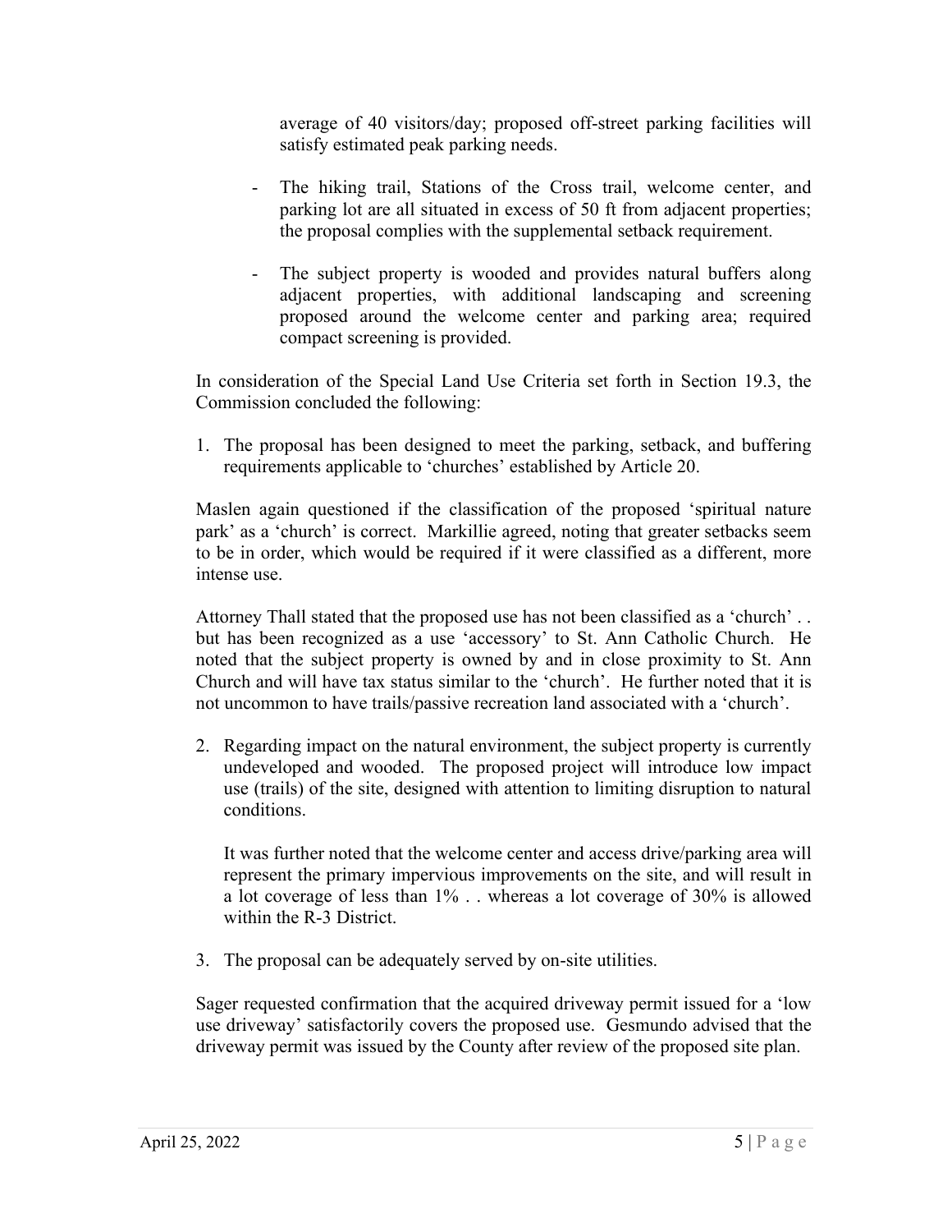average of 40 visitors/day; proposed off-street parking facilities will satisfy estimated peak parking needs.

- The hiking trail, Stations of the Cross trail, welcome center, and parking lot are all situated in excess of 50 ft from adjacent properties; the proposal complies with the supplemental setback requirement.

- The subject property is wooded and provides natural buffers along adjacent properties, with additional landscaping and screening proposed around the welcome center and parking area; required compact screening is provided.

In consideration of the Special Land Use Criteria set forth in Section 19.3, the Commission concluded the following:

1. The proposal has been designed to meet the parking, setback, and buffering requirements applicable to 'churches' established by Article 20.

Maslen again questioned if the classification of the proposed 'spiritual nature park' as a 'church' is correct. Markillie agreed, noting that greater setbacks seem to be in order, which would be required if it were classified as a different, more intense use.

Attorney Thall stated that the proposed use has not been classified as a 'church' . . but has been recognized as a use 'accessory' to St. Ann Catholic Church. He noted that the subject property is owned by and in close proximity to St. Ann Church and will have tax status similar to the 'church'. He further noted that it is not uncommon to have trails/passive recreation land associated with a 'church'.

2. Regarding impact on the natural environment, the subject property is currently undeveloped and wooded. The proposed project will introduce low impact use (trails) of the site, designed with attention to limiting disruption to natural conditions.

   It was further noted that the welcome center and access drive/parking area will represent the primary impervious improvements on the site, and will result in a lot coverage of less than 1% . . whereas a lot coverage of 30% is allowed within the R-3 District.

3. The proposal can be adequately served by on-site utilities.

Sager requested confirmation that the acquired driveway permit issued for a 'low use driveway' satisfactorily covers the proposed use. Gesmundo advised that the driveway permit was issued by the County after review of the proposed site plan.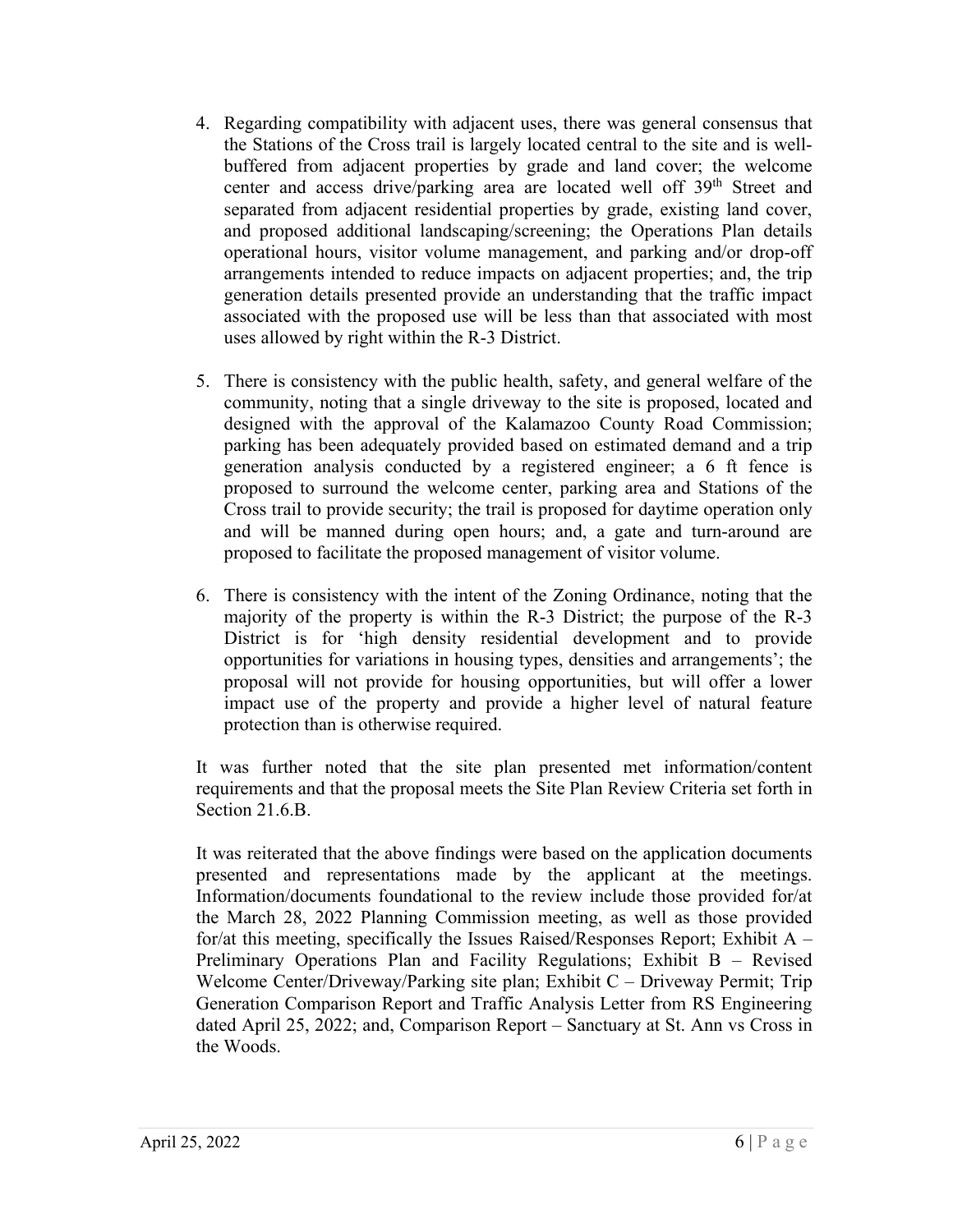4. Regarding compatibility with adjacent uses, there was general consensus that the Stations of the Cross trail is largely located central to the site and is well-buffered from adjacent properties by grade and land cover; the welcome center and access drive/parking area are located well off 39th Street and separated from adjacent residential properties by grade, existing land cover, and proposed additional landscaping/screening; the Operations Plan details operational hours, visitor volume management, and parking and/or drop-off arrangements intended to reduce impacts on adjacent properties; and, the trip generation details presented provide an understanding that the traffic impact associated with the proposed use will be less than that associated with most uses allowed by right within the R-3 District.

5. There is consistency with the public health, safety, and general welfare of the community, noting that a single driveway to the site is proposed, located and designed with the approval of the Kalamazoo County Road Commission; parking has been adequately provided based on estimated demand and a trip generation analysis conducted by a registered engineer; a 6 ft fence is proposed to surround the welcome center, parking area and Stations of the Cross trail to provide security; the trail is proposed for daytime operation only and will be manned during open hours; and, a gate and turn-around are proposed to facilitate the proposed management of visitor volume.

6. There is consistency with the intent of the Zoning Ordinance, noting that the majority of the property is within the R-3 District; the purpose of the R-3 District is for 'high density residential development and to provide opportunities for variations in housing types, densities and arrangements'; the proposal will not provide for housing opportunities, but will offer a lower impact use of the property and provide a higher level of natural feature protection than is otherwise required.

It was further noted that the site plan presented met information/content requirements and that the proposal meets the Site Plan Review Criteria set forth in Section 21.6.B.

It was reiterated that the above findings were based on the application documents presented and representations made by the applicant at the meetings. Information/documents foundational to the review include those provided for/at the March 28, 2022 Planning Commission meeting, as well as those provided for/at this meeting, specifically the Issues Raised/Responses Report; Exhibit A – Preliminary Operations Plan and Facility Regulations; Exhibit B – Revised Welcome Center/Driveway/Parking site plan; Exhibit C – Driveway Permit; Trip Generation Comparison Report and Traffic Analysis Letter from RS Engineering dated April 25, 2022; and, Comparison Report – Sanctuary at St. Ann vs Cross in the Woods.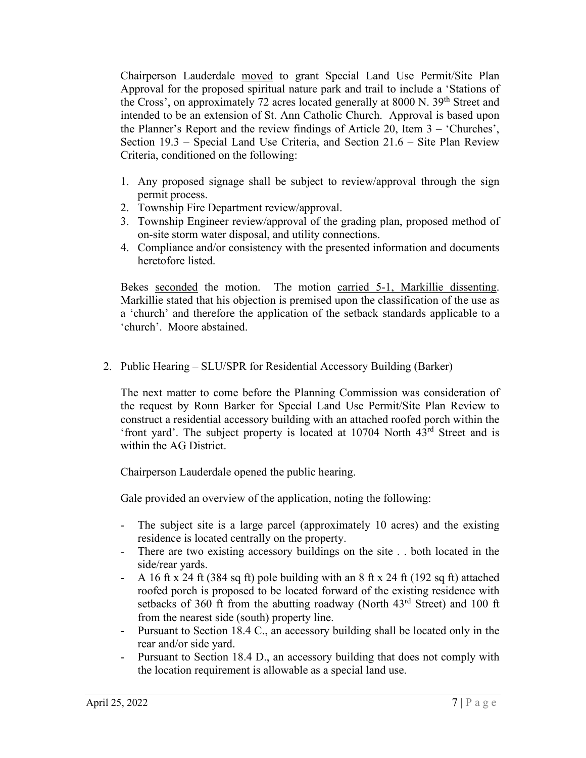Chairperson Lauderdale moved to grant Special Land Use Permit/Site Plan Approval for the proposed spiritual nature park and trail to include a 'Stations of the Cross', on approximately 72 acres located generally at 8000 N. 39th Street and intended to be an extension of St. Ann Catholic Church. Approval is based upon the Planner's Report and the review findings of Article 20, Item 3 – 'Churches', Section 19.3 – Special Land Use Criteria, and Section 21.6 – Site Plan Review Criteria, conditioned on the following:

1. Any proposed signage shall be subject to review/approval through the sign permit process.
2. Township Fire Department review/approval.
3. Township Engineer review/approval of the grading plan, proposed method of on-site storm water disposal, and utility connections.
4. Compliance and/or consistency with the presented information and documents heretofore listed.

Bekes seconded the motion. The motion carried 5-1, Markillie dissenting. Markillie stated that his objection is premised upon the classification of the use as a 'church' and therefore the application of the setback standards applicable to a 'church'. Moore abstained.

2. Public Hearing – SLU/SPR for Residential Accessory Building (Barker)

The next matter to come before the Planning Commission was consideration of the request by Ronn Barker for Special Land Use Permit/Site Plan Review to construct a residential accessory building with an attached roofed porch within the 'front yard'. The subject property is located at 10704 North 43rd Street and is within the AG District.

Chairperson Lauderdale opened the public hearing.

Gale provided an overview of the application, noting the following:

- The subject site is a large parcel (approximately 10 acres) and the existing residence is located centrally on the property.
- There are two existing accessory buildings on the site . . both located in the side/rear yards.
- A 16 ft x 24 ft (384 sq ft) pole building with an 8 ft x 24 ft (192 sq ft) attached roofed porch is proposed to be located forward of the existing residence with setbacks of 360 ft from the abutting roadway (North 43rd Street) and 100 ft from the nearest side (south) property line.
- Pursuant to Section 18.4 C., an accessory building shall be located only in the rear and/or side yard.
- Pursuant to Section 18.4 D., an accessory building that does not comply with the location requirement is allowable as a special land use.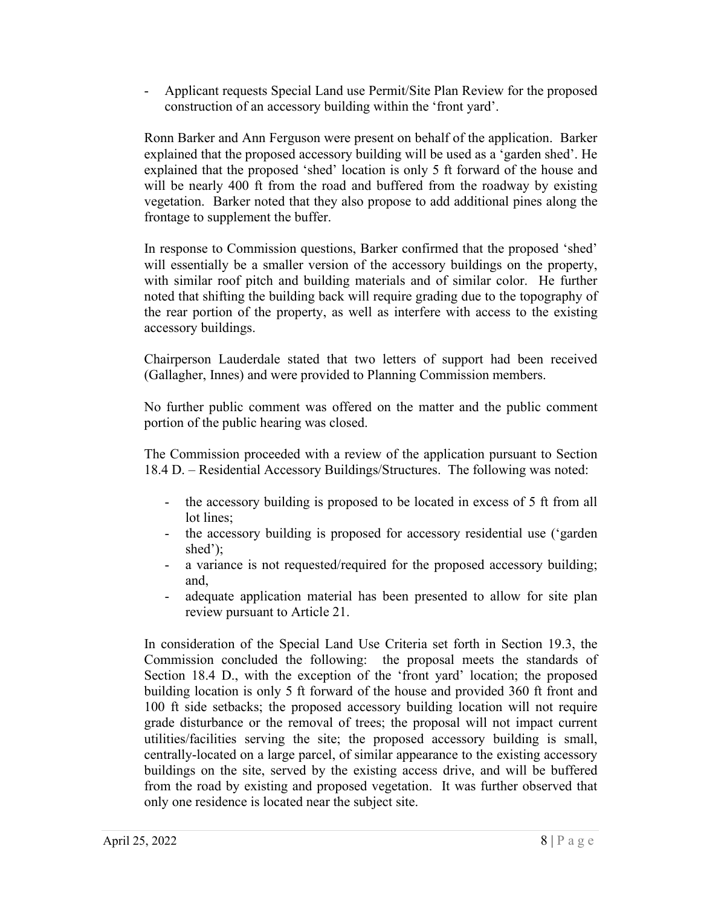- Applicant requests Special Land use Permit/Site Plan Review for the proposed construction of an accessory building within the 'front yard'.

Ronn Barker and Ann Ferguson were present on behalf of the application. Barker explained that the proposed accessory building will be used as a 'garden shed'. He explained that the proposed 'shed' location is only 5 ft forward of the house and will be nearly 400 ft from the road and buffered from the roadway by existing vegetation. Barker noted that they also propose to add additional pines along the frontage to supplement the buffer.

In response to Commission questions, Barker confirmed that the proposed 'shed' will essentially be a smaller version of the accessory buildings on the property, with similar roof pitch and building materials and of similar color. He further noted that shifting the building back will require grading due to the topography of the rear portion of the property, as well as interfere with access to the existing accessory buildings.

Chairperson Lauderdale stated that two letters of support had been received (Gallagher, Innes) and were provided to Planning Commission members.

No further public comment was offered on the matter and the public comment portion of the public hearing was closed.

The Commission proceeded with a review of the application pursuant to Section 18.4 D. – Residential Accessory Buildings/Structures. The following was noted:

- the accessory building is proposed to be located in excess of 5 ft from all lot lines;
- the accessory building is proposed for accessory residential use ('garden shed');
- a variance is not requested/required for the proposed accessory building; and,
- adequate application material has been presented to allow for site plan review pursuant to Article 21.

In consideration of the Special Land Use Criteria set forth in Section 19.3, the Commission concluded the following: the proposal meets the standards of Section 18.4 D., with the exception of the 'front yard' location; the proposed building location is only 5 ft forward of the house and provided 360 ft front and 100 ft side setbacks; the proposed accessory building location will not require grade disturbance or the removal of trees; the proposal will not impact current utilities/facilities serving the site; the proposed accessory building is small, centrally-located on a large parcel, of similar appearance to the existing accessory buildings on the site, served by the existing access drive, and will be buffered from the road by existing and proposed vegetation. It was further observed that only one residence is located near the subject site.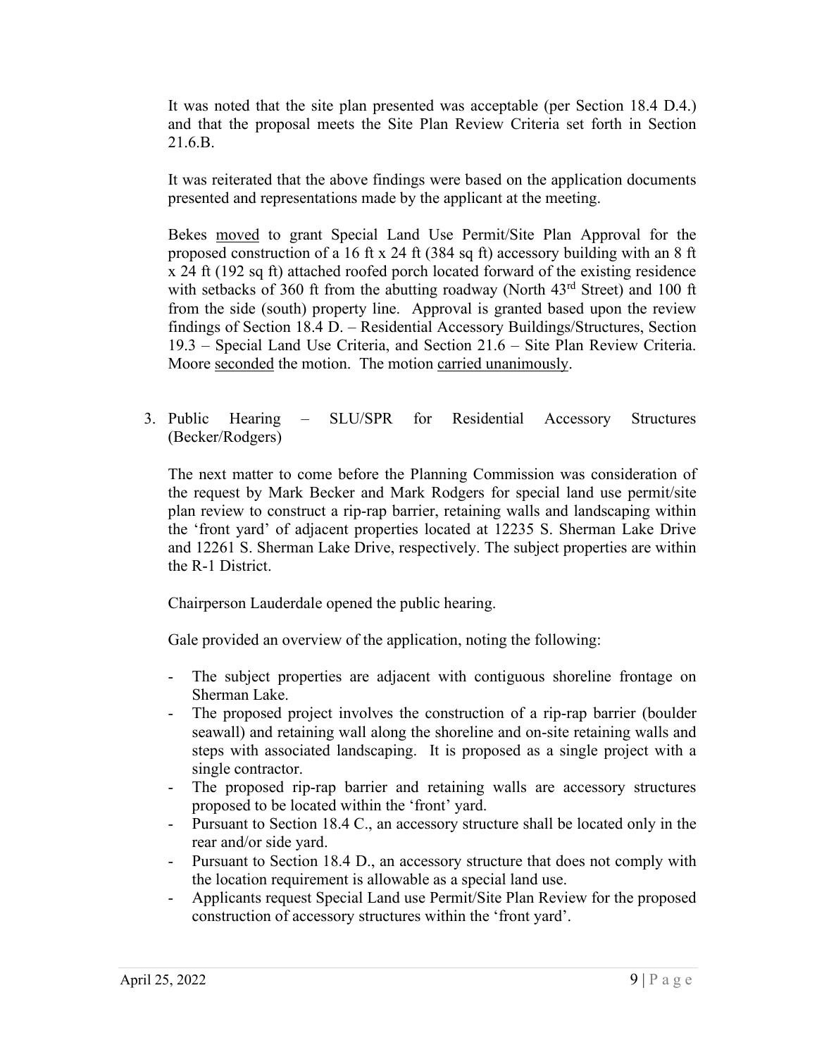It was noted that the site plan presented was acceptable (per Section 18.4 D.4.) and that the proposal meets the Site Plan Review Criteria set forth in Section 21.6.B.

It was reiterated that the above findings were based on the application documents presented and representations made by the applicant at the meeting.

Bekes moved to grant Special Land Use Permit/Site Plan Approval for the proposed construction of a 16 ft x 24 ft (384 sq ft) accessory building with an 8 ft x 24 ft (192 sq ft) attached roofed porch located forward of the existing residence with setbacks of 360 ft from the abutting roadway (North 43rd Street) and 100 ft from the side (south) property line. Approval is granted based upon the review findings of Section 18.4 D. – Residential Accessory Buildings/Structures, Section 19.3 – Special Land Use Criteria, and Section 21.6 – Site Plan Review Criteria. Moore seconded the motion. The motion carried unanimously.

3. Public Hearing – SLU/SPR for Residential Accessory Structures (Becker/Rodgers)

   The next matter to come before the Planning Commission was consideration of the request by Mark Becker and Mark Rodgers for special land use permit/site plan review to construct a rip-rap barrier, retaining walls and landscaping within the 'front yard' of adjacent properties located at 12235 S. Sherman Lake Drive and 12261 S. Sherman Lake Drive, respectively. The subject properties are within the R-1 District.

   Chairperson Lauderdale opened the public hearing.

   Gale provided an overview of the application, noting the following:

   - The subject properties are adjacent with contiguous shoreline frontage on Sherman Lake.
   - The proposed project involves the construction of a rip-rap barrier (boulder seawall) and retaining wall along the shoreline and on-site retaining walls and steps with associated landscaping. It is proposed as a single project with a single contractor.
   - The proposed rip-rap barrier and retaining walls are accessory structures proposed to be located within the 'front' yard.
   - Pursuant to Section 18.4 C., an accessory structure shall be located only in the rear and/or side yard.
   - Pursuant to Section 18.4 D., an accessory structure that does not comply with the location requirement is allowable as a special land use.
   - Applicants request Special Land use Permit/Site Plan Review for the proposed construction of accessory structures within the 'front yard'.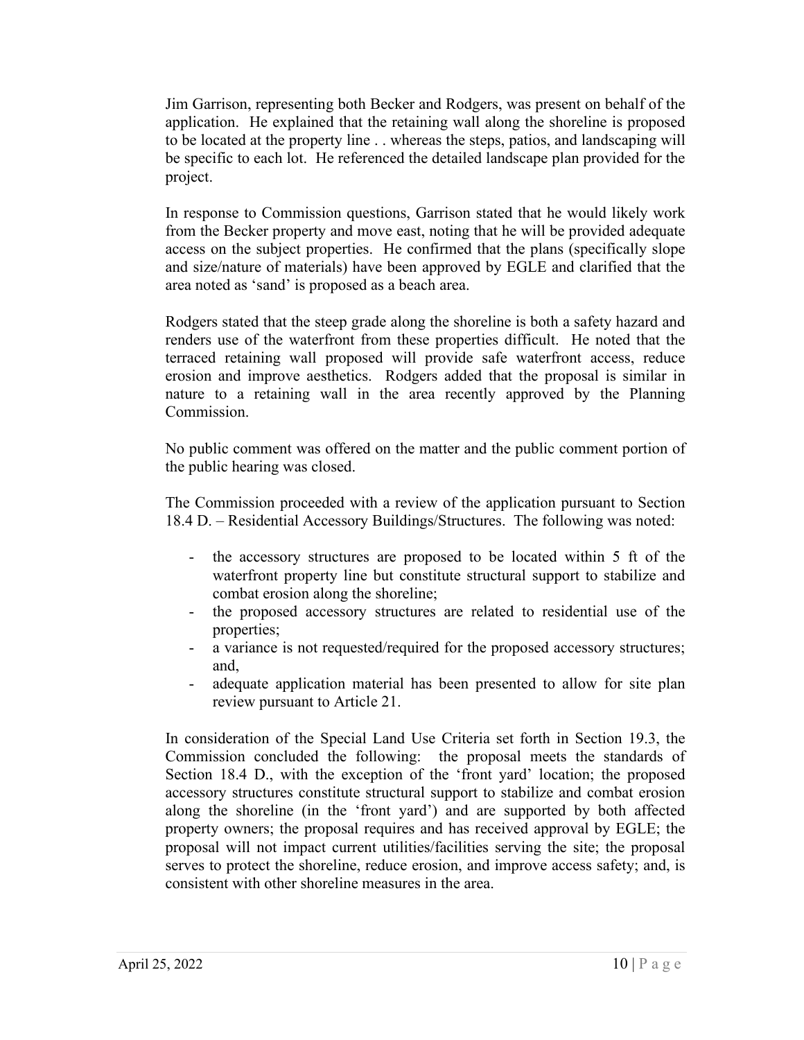Jim Garrison, representing both Becker and Rodgers, was present on behalf of the application. He explained that the retaining wall along the shoreline is proposed to be located at the property line . . whereas the steps, patios, and landscaping will be specific to each lot. He referenced the detailed landscape plan provided for the project.

In response to Commission questions, Garrison stated that he would likely work from the Becker property and move east, noting that he will be provided adequate access on the subject properties. He confirmed that the plans (specifically slope and size/nature of materials) have been approved by EGLE and clarified that the area noted as 'sand' is proposed as a beach area.

Rodgers stated that the steep grade along the shoreline is both a safety hazard and renders use of the waterfront from these properties difficult. He noted that the terraced retaining wall proposed will provide safe waterfront access, reduce erosion and improve aesthetics. Rodgers added that the proposal is similar in nature to a retaining wall in the area recently approved by the Planning Commission.

No public comment was offered on the matter and the public comment portion of the public hearing was closed.

The Commission proceeded with a review of the application pursuant to Section 18.4 D. – Residential Accessory Buildings/Structures. The following was noted:

- the accessory structures are proposed to be located within 5 ft of the waterfront property line but constitute structural support to stabilize and combat erosion along the shoreline;
- the proposed accessory structures are related to residential use of the properties;
- a variance is not requested/required for the proposed accessory structures; and,
- adequate application material has been presented to allow for site plan review pursuant to Article 21.

In consideration of the Special Land Use Criteria set forth in Section 19.3, the Commission concluded the following: the proposal meets the standards of Section 18.4 D., with the exception of the 'front yard' location; the proposed accessory structures constitute structural support to stabilize and combat erosion along the shoreline (in the 'front yard') and are supported by both affected property owners; the proposal requires and has received approval by EGLE; the proposal will not impact current utilities/facilities serving the site; the proposal serves to protect the shoreline, reduce erosion, and improve access safety; and, is consistent with other shoreline measures in the area.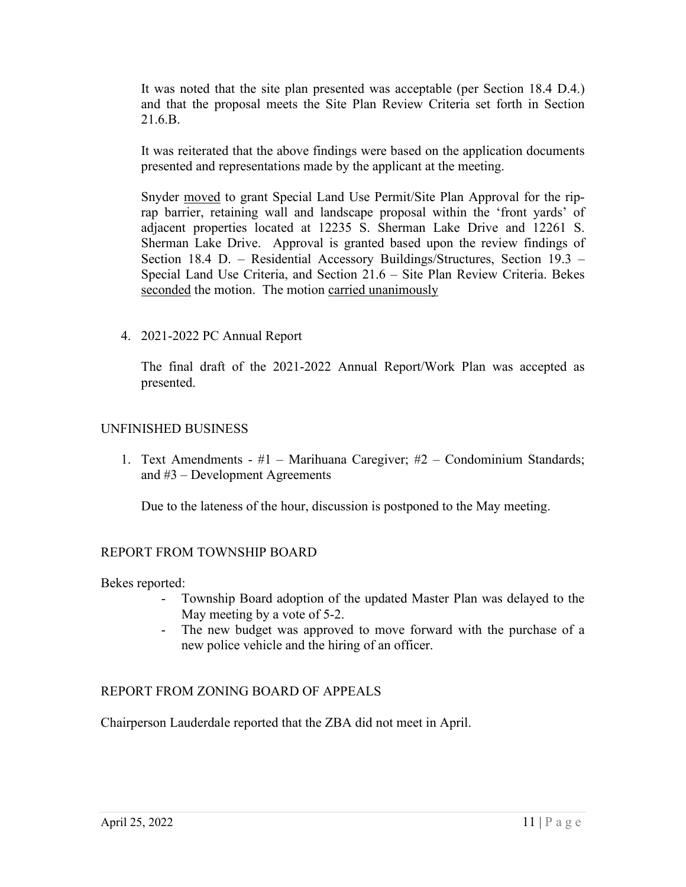It was noted that the site plan presented was acceptable (per Section 18.4 D.4.) and that the proposal meets the Site Plan Review Criteria set forth in Section 21.6.B.

It was reiterated that the above findings were based on the application documents presented and representations made by the applicant at the meeting.

Snyder moved to grant Special Land Use Permit/Site Plan Approval for the rip-rap barrier, retaining wall and landscape proposal within the 'front yards' of adjacent properties located at 12235 S. Sherman Lake Drive and 12261 S. Sherman Lake Drive. Approval is granted based upon the review findings of Section 18.4 D. – Residential Accessory Buildings/Structures, Section 19.3 – Special Land Use Criteria, and Section 21.6 – Site Plan Review Criteria. Bekes seconded the motion. The motion carried unanimously

4. 2021-2022 PC Annual Report

   The final draft of the 2021-2022 Annual Report/Work Plan was accepted as presented.

## UNFINISHED BUSINESS

1. Text Amendments - #1 – Marihuana Caregiver; #2 – Condominium Standards; and #3 – Development Agreements

   Due to the lateness of the hour, discussion is postponed to the May meeting.

## REPORT FROM TOWNSHIP BOARD

Bekes reported:

- Township Board adoption of the updated Master Plan was delayed to the May meeting by a vote of 5-2.
- The new budget was approved to move forward with the purchase of a new police vehicle and the hiring of an officer.

## REPORT FROM ZONING BOARD OF APPEALS

Chairperson Lauderdale reported that the ZBA did not meet in April.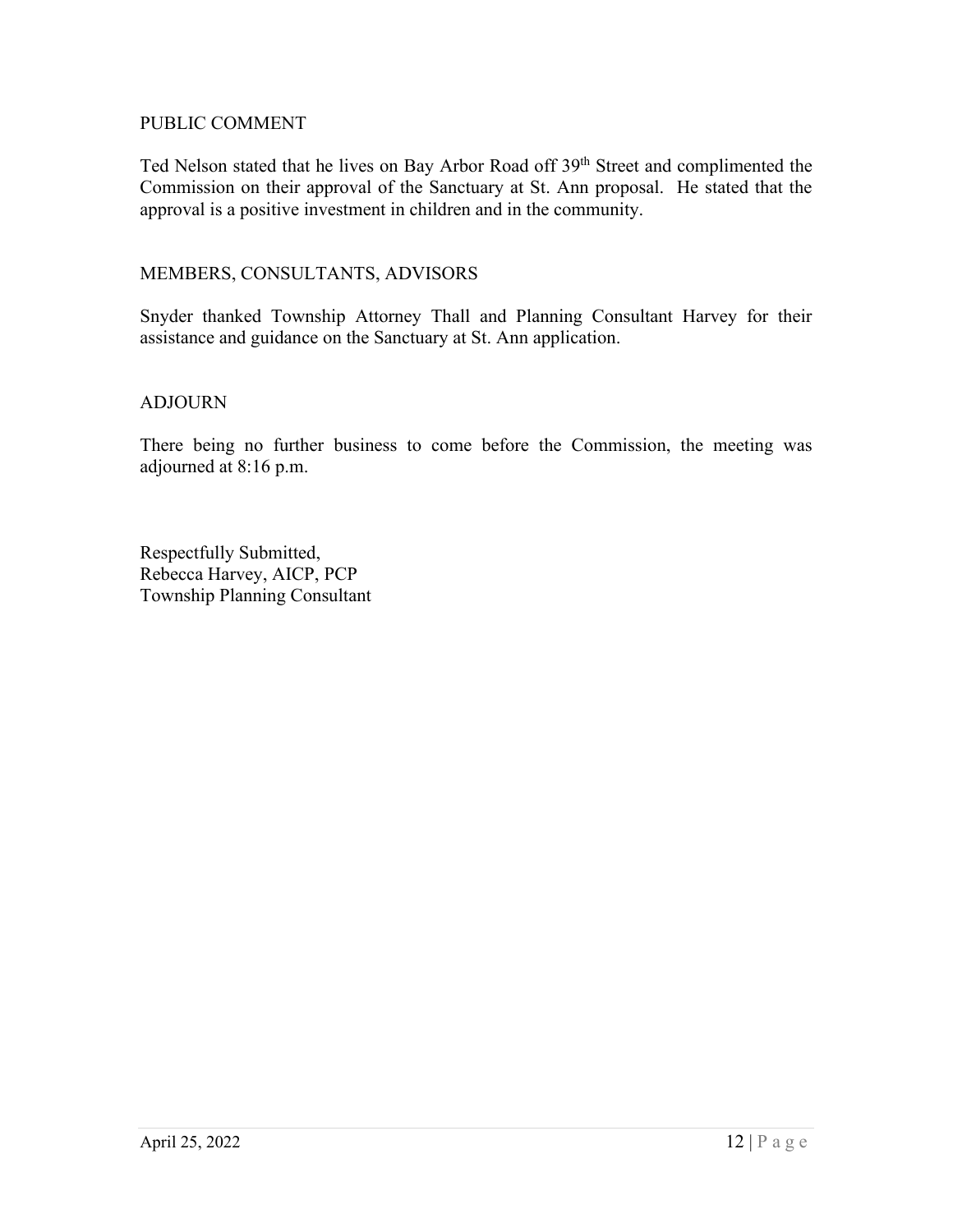## PUBLIC COMMENT

Ted Nelson stated that he lives on Bay Arbor Road off 39th Street and complimented the Commission on their approval of the Sanctuary at St. Ann proposal. He stated that the approval is a positive investment in children and in the community.

## MEMBERS, CONSULTANTS, ADVISORS

Snyder thanked Township Attorney Thall and Planning Consultant Harvey for their assistance and guidance on the Sanctuary at St. Ann application.

## ADJOURN

There being no further business to come before the Commission, the meeting was adjourned at 8:16 p.m.

Respectfully Submitted,
Rebecca Harvey, AICP, PCP
Township Planning Consultant